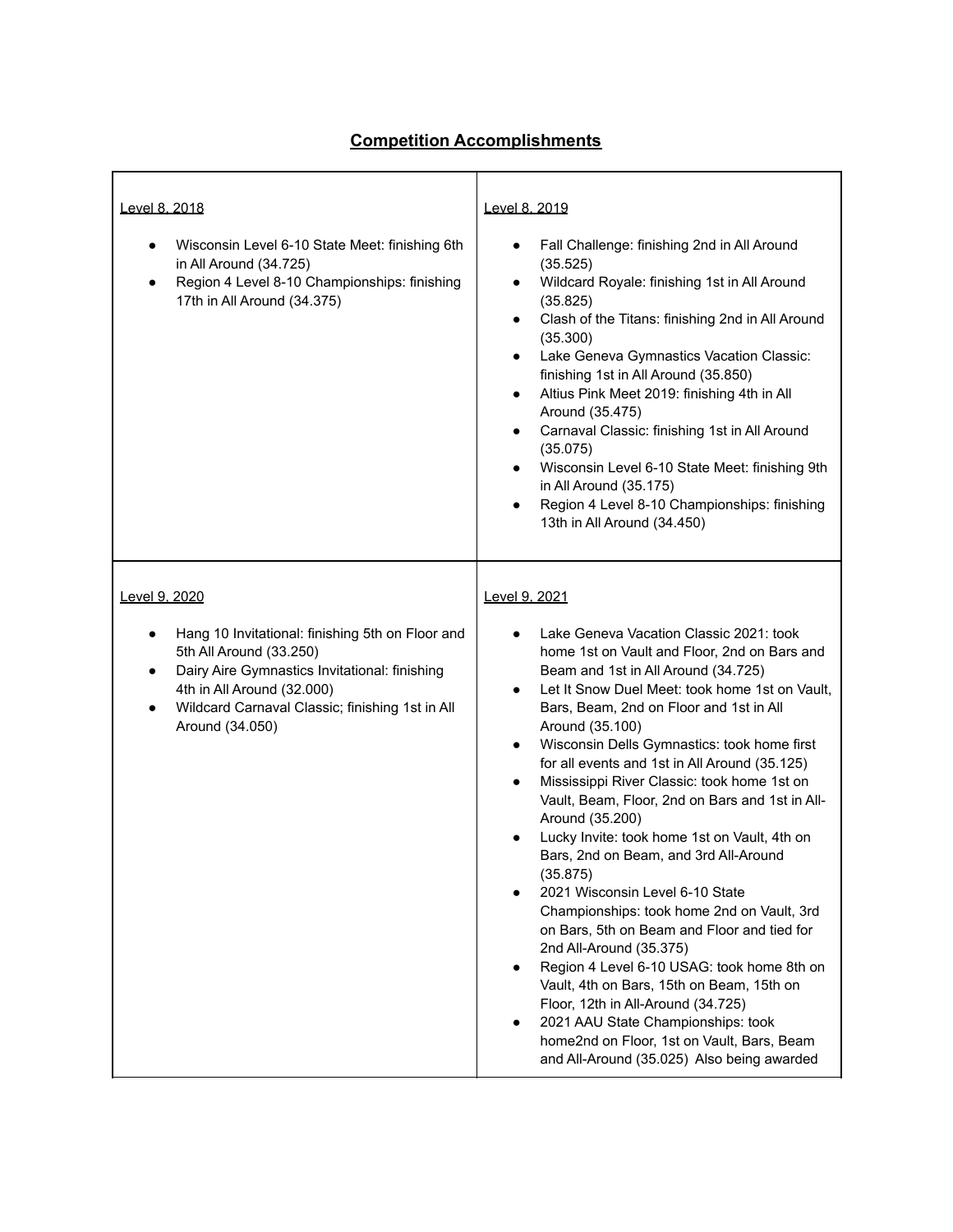# **Competition Accomplishments**

| Level 8, 2018 | Level 8, 2019 |
|---|---|
| • Wisconsin Level 6-10 State Meet: finishing 6th in All Around (34.725)<br>• Region 4 Level 8-10 Championships: finishing 17th in All Around (34.375) | • Fall Challenge: finishing 2nd in All Around (35.525)<br>• Wildcard Royale: finishing 1st in All Around (35.825)<br>• Clash of the Titans: finishing 2nd in All Around (35.300)<br>• Lake Geneva Gymnastics Vacation Classic: finishing 1st in All Around (35.850)<br>• Altius Pink Meet 2019: finishing 4th in All Around (35.475)<br>• Carnaval Classic: finishing 1st in All Around (35.075)<br>• Wisconsin Level 6-10 State Meet: finishing 9th in All Around (35.175)<br>• Region 4 Level 8-10 Championships: finishing 13th in All Around (34.450) |
| **Level 9, 2020** | **Level 9, 2021** |
| • Hang 10 Invitational: finishing 5th on Floor and 5th All Around (33.250)<br>• Dairy Aire Gymnastics Invitational: finishing 4th in All Around (32.000)<br>• Wildcard Carnaval Classic; finishing 1st in All Around (34.050) | • Lake Geneva Vacation Classic 2021: took home 1st on Vault and Floor, 2nd on Bars and Beam and 1st in All Around (34.725)<br>• Let It Snow Duel Meet: took home 1st on Vault, Bars, Beam, 2nd on Floor and 1st in All Around (35.100)<br>• Wisconsin Dells Gymnastics: took home first for all events and 1st in All Around (35.125)<br>• Mississippi River Classic: took home 1st on Vault, Beam, Floor, 2nd on Bars and 1st in All-Around (35.200)<br>• Lucky Invite: took home 1st on Vault, 4th on Bars, 2nd on Beam, and 3rd All-Around (35.875)<br>• 2021 Wisconsin Level 6-10 State Championships: took home 2nd on Vault, 3rd on Bars, 5th on Beam and Floor and tied for 2nd All-Around (35.375)<br>• Region 4 Level 6-10 USAG: took home 8th on Vault, 4th on Bars, 15th on Beam, 15th on Floor, 12th in All-Around (34.725)<br>• 2021 AAU State Championships: took home2nd on Floor, 1st on Vault, Bars, Beam and All-Around (35.025) Also being awarded |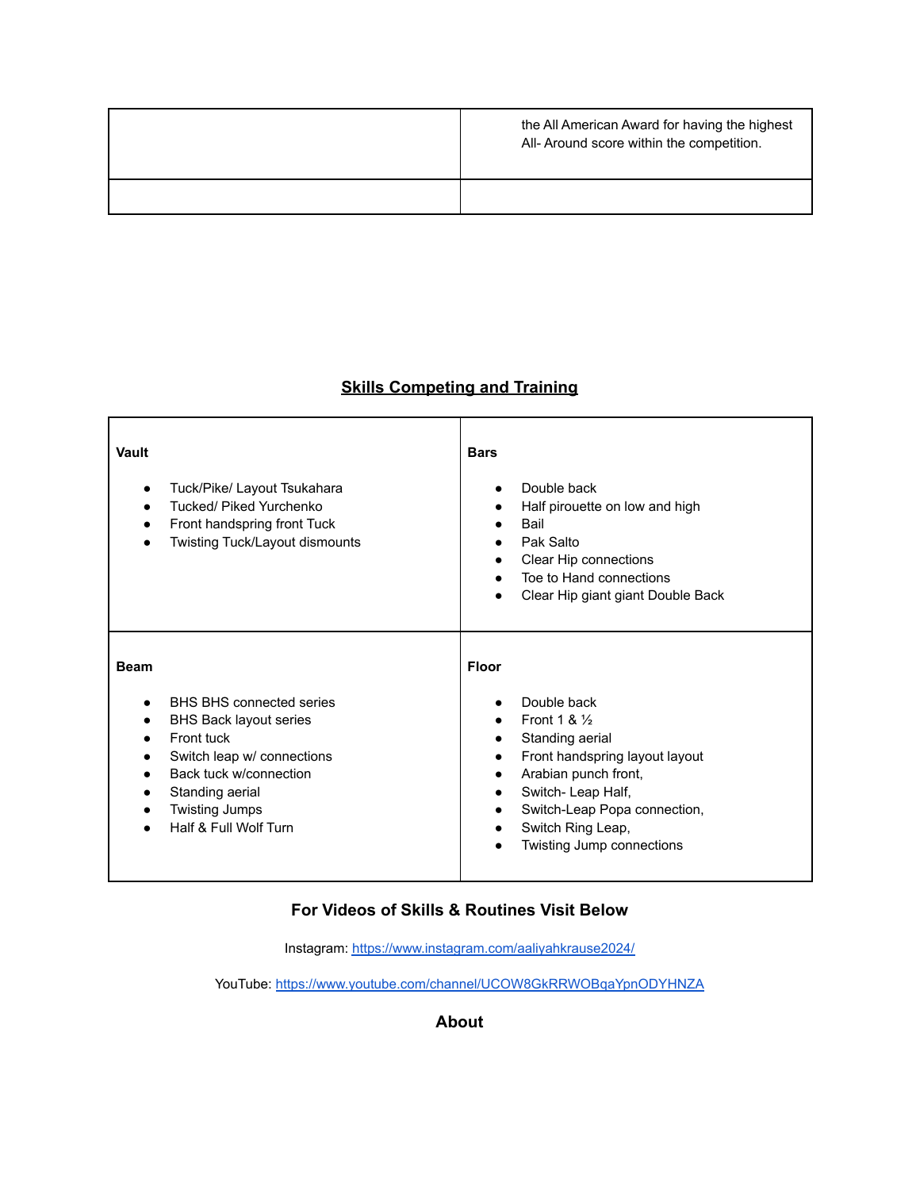| | |
|---|---|
| | the All American Award for having the highest All- Around score within the competition. |
| | |

## Skills Competing and Training

| **Vault**<br><br>• Tuck/Pike/ Layout Tsukahara<br>• Tucked/ Piked Yurchenko<br>• Front handspring front Tuck<br>• Twisting Tuck/Layout dismounts | **Bars**<br><br>• Double back<br>• Half pirouette on low and high<br>• Bail<br>• Pak Salto<br>• Clear Hip connections<br>• Toe to Hand connections<br>• Clear Hip giant giant Double Back |
|---|---|
| **Beam**<br><br>• BHS BHS connected series<br>• BHS Back layout series<br>• Front tuck<br>• Switch leap w/ connections<br>• Back tuck w/connection<br>• Standing aerial<br>• Twisting Jumps<br>• Half & Full Wolf Turn | **Floor**<br><br>• Double back<br>• Front 1 & ½<br>• Standing aerial<br>• Front handspring layout layout<br>• Arabian punch front,<br>• Switch- Leap Half,<br>• Switch-Leap Popa connection,<br>• Switch Ring Leap,<br>• Twisting Jump connections |

### For Videos of Skills & Routines Visit Below

Instagram: https://www.instagram.com/aaliyahkrause2024/

YouTube: https://www.youtube.com/channel/UCOW8GkRRWOBqaYpnODYHNZA

### About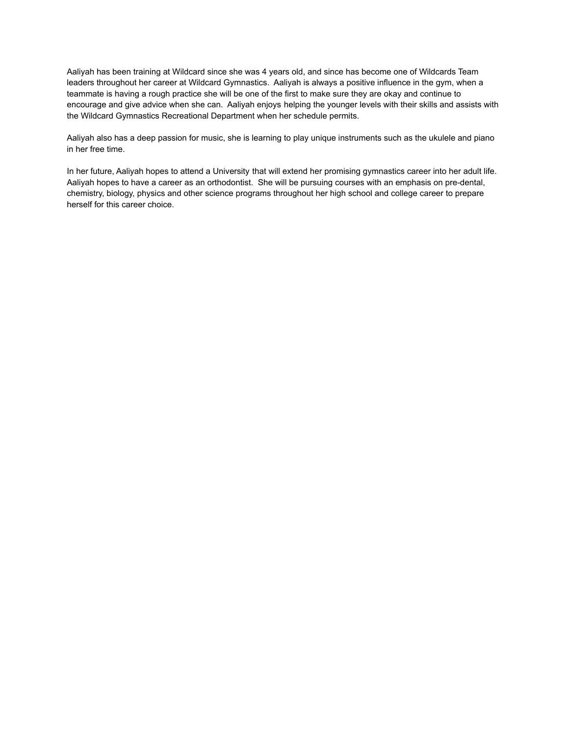Aaliyah has been training at Wildcard since she was 4 years old, and since has become one of Wildcards Team leaders throughout her career at Wildcard Gymnastics.  Aaliyah is always a positive influence in the gym, when a teammate is having a rough practice she will be one of the first to make sure they are okay and continue to encourage and give advice when she can.  Aaliyah enjoys helping the younger levels with their skills and assists with the Wildcard Gymnastics Recreational Department when her schedule permits.

Aaliyah also has a deep passion for music, she is learning to play unique instruments such as the ukulele and piano in her free time.

In her future, Aaliyah hopes to attend a University that will extend her promising gymnastics career into her adult life. Aaliyah hopes to have a career as an orthodontist.  She will be pursuing courses with an emphasis on pre-dental, chemistry, biology, physics and other science programs throughout her high school and college career to prepare herself for this career choice.